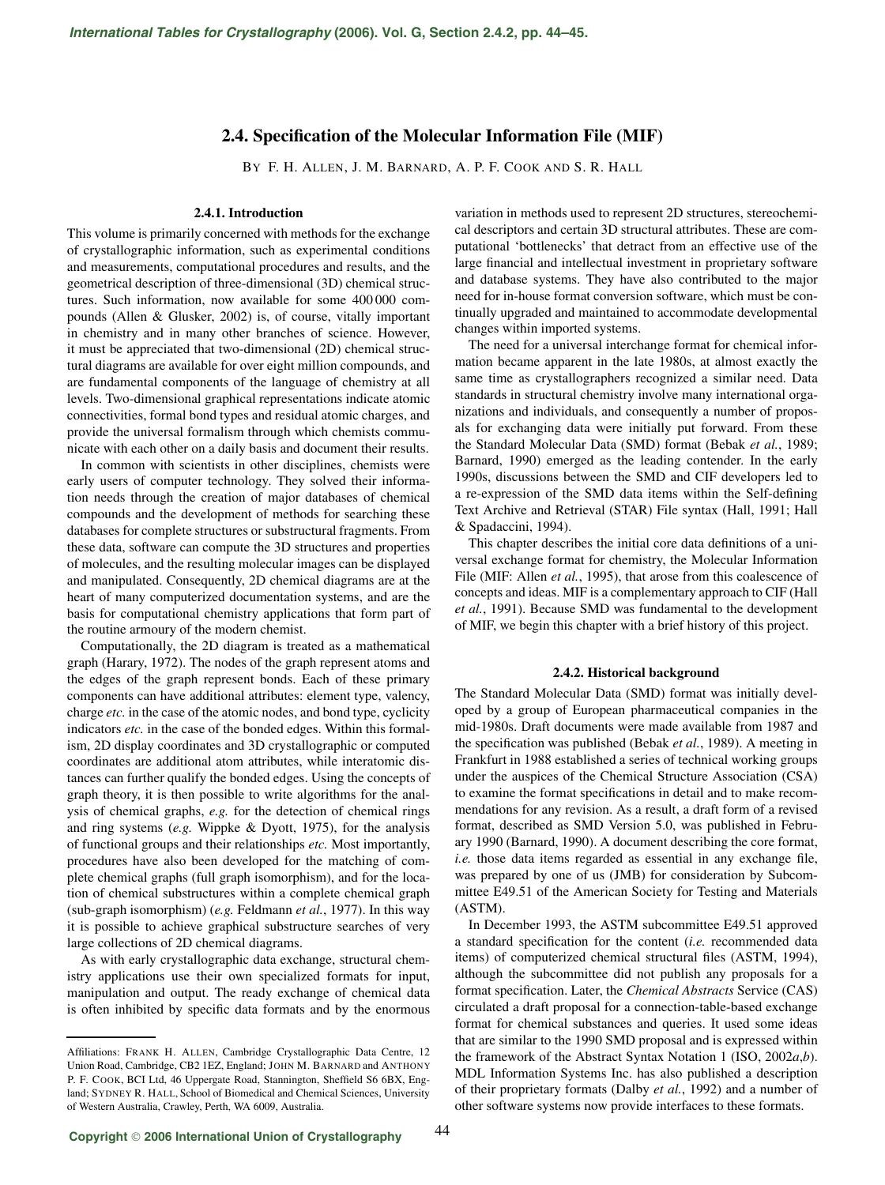# 2.4. Specification of the Molecular Information File (MIF)

By F. H. Allen, J. M. Barnard, A. P. F. Cook and S. R. Hall

## 2.4.1. Introduction

This volume is primarily concerned with methods for the exchange of crystallographic information, such as experimental conditions and measurements, computational procedures and results, and the geometrical description of three-dimensional (3D) chemical structures. Such information, now available for some 400 000 compounds (Allen & Glusker, 2002) is, of course, vitally important in chemistry and in many other branches of science. However, it must be appreciated that two-dimensional (2D) chemical structural diagrams are available for over eight million compounds, and are fundamental components of the language of chemistry at all levels. Two-dimensional graphical representations indicate atomic connectivities, formal bond types and residual atomic charges, and provide the universal formalism through which chemists communicate with each other on a daily basis and document their results.

In common with scientists in other disciplines, chemists were early users of computer technology. They solved their information needs through the creation of major databases of chemical compounds and the development of methods for searching these databases for complete structures or substructural fragments. From these data, software can compute the 3D structures and properties of molecules, and the resulting molecular images can be displayed and manipulated. Consequently, 2D chemical diagrams are at the heart of many computerized documentation systems, and are the basis for computational chemistry applications that form part of the routine armoury of the modern chemist.

Computationally, the 2D diagram is treated as a mathematical graph (Harary, 1972). The nodes of the graph represent atoms and the edges of the graph represent bonds. Each of these primary components can have additional attributes: element type, valency, charge *etc.* in the case of the atomic nodes, and bond type, cyclicity indicators *etc.* in the case of the bonded edges. Within this formalism, 2D display coordinates and 3D crystallographic or computed coordinates are additional atom attributes, while interatomic distances can further qualify the bonded edges. Using the concepts of graph theory, it is then possible to write algorithms for the analysis of chemical graphs, *e.g.* for the detection of chemical rings and ring systems (*e.g.* Wipke & Dyott, 1975), for the analysis of functional groups and their relationships *etc.* Most importantly, procedures have also been developed for the matching of complete chemical graphs (full graph isomorphism), and for the location of chemical substructures within a complete chemical graph (sub-graph isomorphism) (*e.g.* Feldmann *et al.*, 1977). In this way it is possible to achieve graphical substructure searches of very large collections of 2D chemical diagrams.

As with early crystallographic data exchange, structural chemistry applications use their own specialized formats for input, manipulation and output. The ready exchange of chemical data is often inhibited by specific data formats and by the enormous variation in methods used to represent 2D structures, stereochemical descriptors and certain 3D structural attributes. These are computational 'bottlenecks' that detract from an effective use of the large financial and intellectual investment in proprietary software and database systems. They have also contributed to the major need for in-house format conversion software, which must be continually upgraded and maintained to accommodate developmental changes within imported systems.

The need for a universal interchange format for chemical information became apparent in the late 1980s, at almost exactly the same time as crystallographers recognized a similar need. Data standards in structural chemistry involve many international organizations and individuals, and consequently a number of proposals for exchanging data were initially put forward. From these the Standard Molecular Data (SMD) format (Bebak *et al.*, 1989; Barnard, 1990) emerged as the leading contender. In the early 1990s, discussions between the SMD and CIF developers led to a re-expression of the SMD data items within the Self-defining Text Archive and Retrieval (STAR) File syntax (Hall, 1991; Hall & Spadaccini, 1994).

This chapter describes the initial core data definitions of a universal exchange format for chemistry, the Molecular Information File (MIF: Allen *et al.*, 1995), that arose from this coalescence of concepts and ideas. MIF is a complementary approach to CIF (Hall *et al.*, 1991). Because SMD was fundamental to the development of MIF, we begin this chapter with a brief history of this project.

## 2.4.2. Historical background

The Standard Molecular Data (SMD) format was initially developed by a group of European pharmaceutical companies in the mid-1980s. Draft documents were made available from 1987 and the specification was published (Bebak *et al.*, 1989). A meeting in Frankfurt in 1988 established a series of technical working groups under the auspices of the Chemical Structure Association (CSA) to examine the format specifications in detail and to make recommendations for any revision. As a result, a draft form of a revised format, described as SMD Version 5.0, was published in February 1990 (Barnard, 1990). A document describing the core format, *i.e.* those data items regarded as essential in any exchange file, was prepared by one of us (JMB) for consideration by Subcommittee E49.51 of the American Society for Testing and Materials (ASTM).

In December 1993, the ASTM subcommittee E49.51 approved a standard specification for the content (*i.e.* recommended data items) of computerized chemical structural files (ASTM, 1994), although the subcommittee did not publish any proposals for a format specification. Later, the *Chemical Abstracts* Service (CAS) circulated a draft proposal for a connection-table-based exchange format for chemical substances and queries. It used some ideas that are similar to the 1990 SMD proposal and is expressed within the framework of the Abstract Syntax Notation 1 (ISO, 2002*a*,*b*). MDL Information Systems Inc. has also published a description of their proprietary formats (Dalby *et al.*, 1992) and a number of other software systems now provide interfaces to these formats.

---

Affiliations: Frank H. Allen, Cambridge Crystallographic Data Centre, 12 Union Road, Cambridge, CB2 1EZ, England; John M. Barnard and Anthony P. F. Cook, BCI Ltd, 46 Uppergate Road, Stannington, Sheffield S6 6BX, England; Sydney R. Hall, School of Biomedical and Chemical Sciences, University of Western Australia, Crawley, Perth, WA 6009, Australia.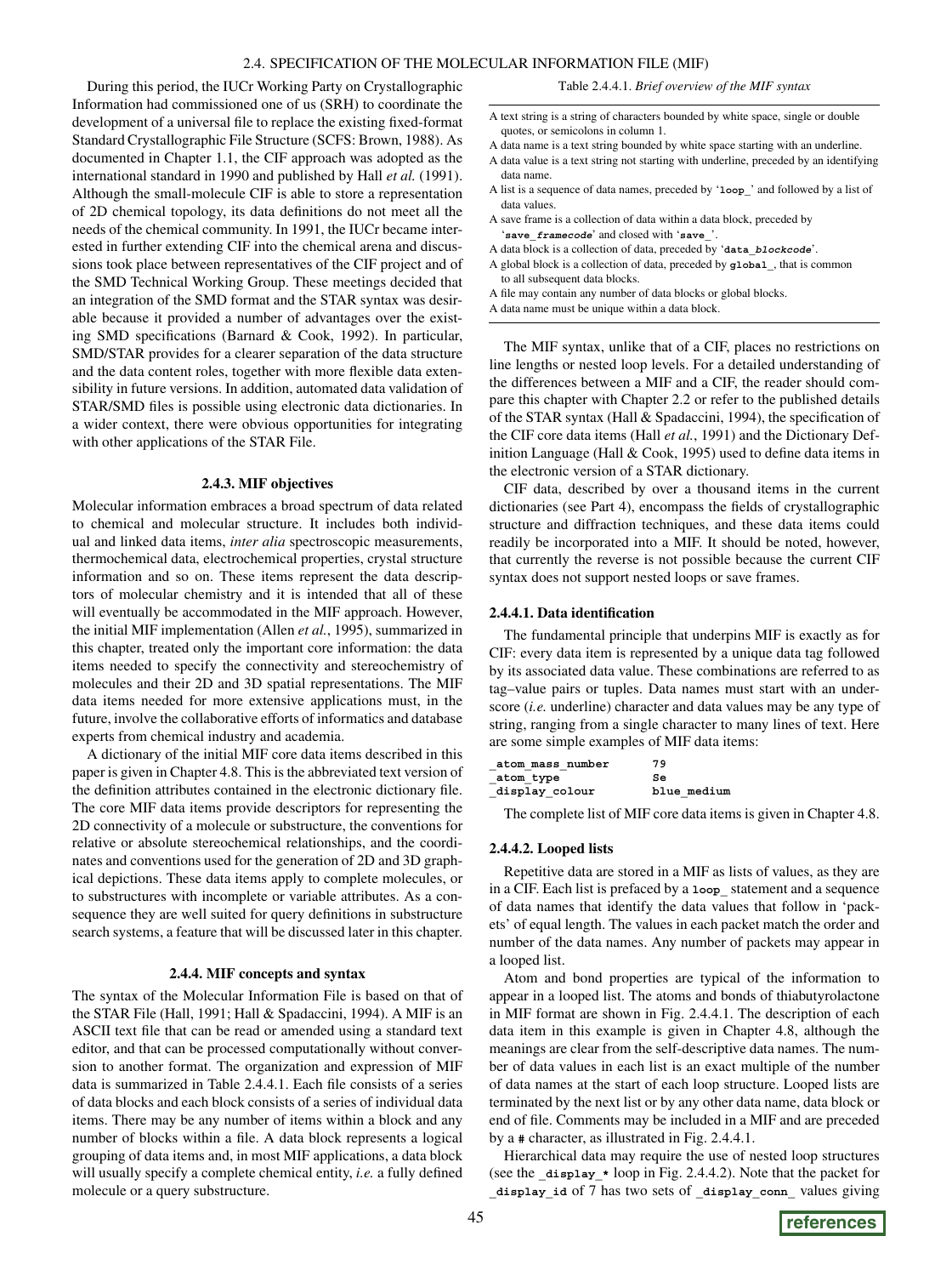During this period, the IUCr Working Party on Crystallographic Information had commissioned one of us (SRH) to coordinate the development of a universal file to replace the existing fixed-format Standard Crystallographic File Structure (SCFS: Brown, 1988). As documented in Chapter 1.1, the CIF approach was adopted as the international standard in 1990 and published by Hall *et al.* (1991). Although the small-molecule CIF is able to store a representation of 2D chemical topology, its data definitions do not meet all the needs of the chemical community. In 1991, the IUCr became interested in further extending CIF into the chemical arena and discussions took place between representatives of the CIF project and of the SMD Technical Working Group. These meetings decided that an integration of the SMD format and the STAR syntax was desirable because it provided a number of advantages over the existing SMD specifications (Barnard & Cook, 1992). In particular, SMD/STAR provides for a clearer separation of the data structure and the data content roles, together with more flexible data extensibility in future versions. In addition, automated data validation of STAR/SMD files is possible using electronic data dictionaries. In a wider context, there were obvious opportunities for integrating with other applications of the STAR File.

### 2.4.3. MIF objectives

Molecular information embraces a broad spectrum of data related to chemical and molecular structure. It includes both individual and linked data items, *inter alia* spectroscopic measurements, thermochemical data, electrochemical properties, crystal structure information and so on. These items represent the data descriptors of molecular chemistry and it is intended that all of these will eventually be accommodated in the MIF approach. However, the initial MIF implementation (Allen *et al.*, 1995), summarized in this chapter, treated only the important core information: the data items needed to specify the connectivity and stereochemistry of molecules and their 2D and 3D spatial representations. The MIF data items needed for more extensive applications must, in the future, involve the collaborative efforts of informatics and database experts from chemical industry and academia.

A dictionary of the initial MIF core data items described in this paper is given in Chapter 4.8. This is the abbreviated text version of the definition attributes contained in the electronic dictionary file. The core MIF data items provide descriptors for representing the 2D connectivity of a molecule or substructure, the conventions for relative or absolute stereochemical relationships, and the coordinates and conventions used for the generation of 2D and 3D graphical depictions. These data items apply to complete molecules, or to substructures with incomplete or variable attributes. As a consequence they are well suited for query definitions in substructure search systems, a feature that will be discussed later in this chapter.

### 2.4.4. MIF concepts and syntax

The syntax of the Molecular Information File is based on that of the STAR File (Hall, 1991; Hall & Spadaccini, 1994). A MIF is an ASCII text file that can be read or amended using a standard text editor, and that can be processed computationally without conversion to another format. The organization and expression of MIF data is summarized in Table 2.4.4.1. Each file consists of a series of data blocks and each block consists of a series of individual data items. There may be any number of items within a block and any number of blocks within a file. A data block represents a logical grouping of data items and, in most MIF applications, a data block will usually specify a complete chemical entity, *i.e.* a fully defined molecule or a query substructure.

Table 2.4.4.1. *Brief overview of the MIF syntax*

| |
|---|
| A text string is a string of characters bounded by white space, single or double quotes, or semicolons in column 1. |
| A data name is a text string bounded by white space starting with an underline. |
| A data value is a text string not starting with underline, preceded by an identifying data name. |
| A list is a sequence of data names, preceded by '**loop_**' and followed by a list of data values. |
| A save frame is a collection of data within a data block, preceded by '**save_*framecode***' and closed with '**save_**'. |
| A data block is a collection of data, preceded by '**data_*blockcode***'. |
| A global block is a collection of data, preceded by **global_**, that is common to all subsequent data blocks. |
| A file may contain any number of data blocks or global blocks. |
| A data name must be unique within a data block. |

The MIF syntax, unlike that of a CIF, places no restrictions on line lengths or nested loop levels. For a detailed understanding of the differences between a MIF and a CIF, the reader should compare this chapter with Chapter 2.2 or refer to the published details of the STAR syntax (Hall & Spadaccini, 1994), the specification of the CIF core data items (Hall *et al.*, 1991) and the Dictionary Definition Language (Hall & Cook, 1995) used to define data items in the electronic version of a STAR dictionary.

CIF data, described by over a thousand items in the current dictionaries (see Part 4), encompass the fields of crystallographic structure and diffraction techniques, and these data items could readily be incorporated into a MIF. It should be noted, however, that currently the reverse is not possible because the current CIF syntax does not support nested loops or save frames.

#### 2.4.4.1. Data identification

The fundamental principle that underpins MIF is exactly as for CIF: every data item is represented by a unique data tag followed by its associated data value. These combinations are referred to as tag–value pairs or tuples. Data names must start with an underscore (*i.e.* underline) character and data values may be any type of string, ranging from a single character to many lines of text. Here are some simple examples of MIF data items:

```
_atom_mass_number     79
_atom_type            Se
_display_colour       blue_medium
```

The complete list of MIF core data items is given in Chapter 4.8.

#### 2.4.4.2. Looped lists

Repetitive data are stored in a MIF as lists of values, as they are in a CIF. Each list is prefaced by a **loop_** statement and a sequence of data names that identify the data values that follow in 'packets' of equal length. The values in each packet match the order and number of the data names. Any number of packets may appear in a looped list.

Atom and bond properties are typical of the information to appear in a looped list. The atoms and bonds of thiabutyrolactone in MIF format are shown in Fig. 2.4.4.1. The description of each data item in this example is given in Chapter 4.8, although the meanings are clear from the self-descriptive data names. The number of data values in each list is an exact multiple of the number of data names at the start of each loop structure. Looped lists are terminated by the next list or by any other data name, data block or end of file. Comments may be included in a MIF and are preceded by a **#** character, as illustrated in Fig. 2.4.4.1.

Hierarchical data may require the use of nested loop structures (see the **_display_*** loop in Fig. 2.4.4.2). Note that the packet for **_display_id** of 7 has two sets of **_display_conn_** values giving